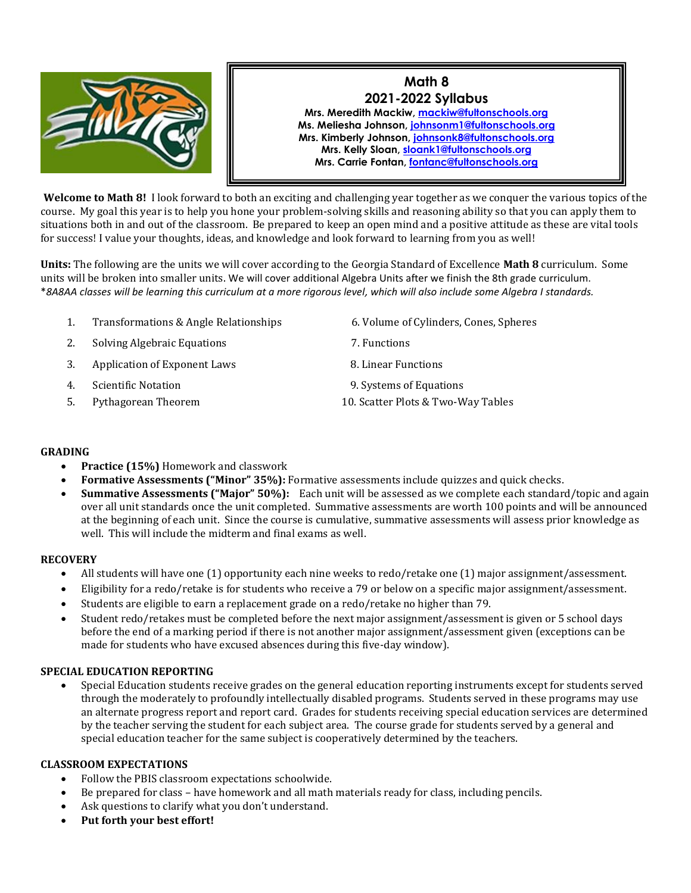# Math 8
## 2021-2022 Syllabus

**Mrs. Meredith Mackiw, mackiw@fultonschools.org**
**Ms. Meliesha Johnson, johnsonm1@fultonschools.org**
**Mrs. Kimberly Johnson, johnsonk8@fultonschools.org**
**Mrs. Kelly Sloan, sloank1@fultonschools.org**
**Mrs. Carrie Fontan, fontanc@fultonschools.org**

**Welcome to Math 8!** I look forward to both an exciting and challenging year together as we conquer the various topics of the course. My goal this year is to help you hone your problem-solving skills and reasoning ability so that you can apply them to situations both in and out of the classroom. Be prepared to keep an open mind and a positive attitude as these are vital tools for success! I value your thoughts, ideas, and knowledge and look forward to learning from you as well!

**Units:** The following are the units we will cover according to the Georgia Standard of Excellence **Math 8** curriculum. Some units will be broken into smaller units. We will cover additional Algebra Units after we finish the 8th grade curriculum.
**8A8AA classes will be learning this curriculum at a more rigorous level, which will also include some Algebra I standards.*

1. Transformations & Angle Relationships
2. Solving Algebraic Equations
3. Application of Exponent Laws
4. Scientific Notation
5. Pythagorean Theorem
6. Volume of Cylinders, Cones, Spheres
7. Functions
8. Linear Functions
9. Systems of Equations
10. Scatter Plots & Two-Way Tables

### GRADING

- **Practice (15%)** Homework and classwork
- **Formative Assessments ("Minor" 35%):** Formative assessments include quizzes and quick checks.
- **Summative Assessments ("Major" 50%):** Each unit will be assessed as we complete each standard/topic and again over all unit standards once the unit completed. Summative assessments are worth 100 points and will be announced at the beginning of each unit. Since the course is cumulative, summative assessments will assess prior knowledge as well. This will include the midterm and final exams as well.

### RECOVERY

- All students will have one (1) opportunity each nine weeks to redo/retake one (1) major assignment/assessment.
- Eligibility for a redo/retake is for students who receive a 79 or below on a specific major assignment/assessment.
- Students are eligible to earn a replacement grade on a redo/retake no higher than 79.
- Student redo/retakes must be completed before the next major assignment/assessment is given or 5 school days before the end of a marking period if there is not another major assignment/assessment given (exceptions can be made for students who have excused absences during this five-day window).

### SPECIAL EDUCATION REPORTING

- Special Education students receive grades on the general education reporting instruments except for students served through the moderately to profoundly intellectually disabled programs. Students served in these programs may use an alternate progress report and report card. Grades for students receiving special education services are determined by the teacher serving the student for each subject area. The course grade for students served by a general and special education teacher for the same subject is cooperatively determined by the teachers.

### CLASSROOM EXPECTATIONS

- Follow the PBIS classroom expectations schoolwide.
- Be prepared for class – have homework and all math materials ready for class, including pencils.
- Ask questions to clarify what you don't understand.
- **Put forth your best effort!**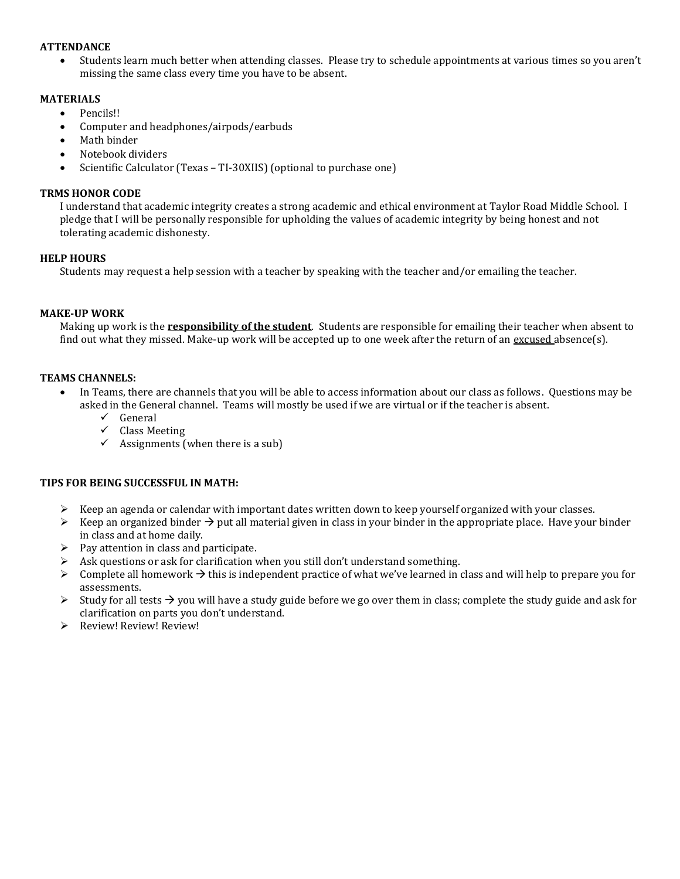**ATTENDANCE**

- Students learn much better when attending classes. Please try to schedule appointments at various times so you aren't missing the same class every time you have to be absent.

**MATERIALS**

- Pencils!!
- Computer and headphones/airpods/earbuds
- Math binder
- Notebook dividers
- Scientific Calculator (Texas – TI-30XIIS) (optional to purchase one)

**TRMS HONOR CODE**

I understand that academic integrity creates a strong academic and ethical environment at Taylor Road Middle School. I pledge that I will be personally responsible for upholding the values of academic integrity by being honest and not tolerating academic dishonesty.

**HELP HOURS**

Students may request a help session with a teacher by speaking with the teacher and/or emailing the teacher.

**MAKE-UP WORK**

Making up work is the <u>**responsibility of the student**</u>. Students are responsible for emailing their teacher when absent to find out what they missed. Make-up work will be accepted up to one week after the return of an <u>excused</u> absence(s).

**TEAMS CHANNELS:**

- In Teams, there are channels that you will be able to access information about our class as follows. Questions may be asked in the General channel. Teams will mostly be used if we are virtual or if the teacher is absent.
  - ✓ General
  - ✓ Class Meeting
  - ✓ Assignments (when there is a sub)

**TIPS FOR BEING SUCCESSFUL IN MATH:**

- ➢ Keep an agenda or calendar with important dates written down to keep yourself organized with your classes.
- ➢ Keep an organized binder → put all material given in class in your binder in the appropriate place. Have your binder in class and at home daily.
- ➢ Pay attention in class and participate.
- ➢ Ask questions or ask for clarification when you still don't understand something.
- ➢ Complete all homework → this is independent practice of what we've learned in class and will help to prepare you for assessments.
- ➢ Study for all tests → you will have a study guide before we go over them in class; complete the study guide and ask for clarification on parts you don't understand.
- ➢ Review! Review! Review!